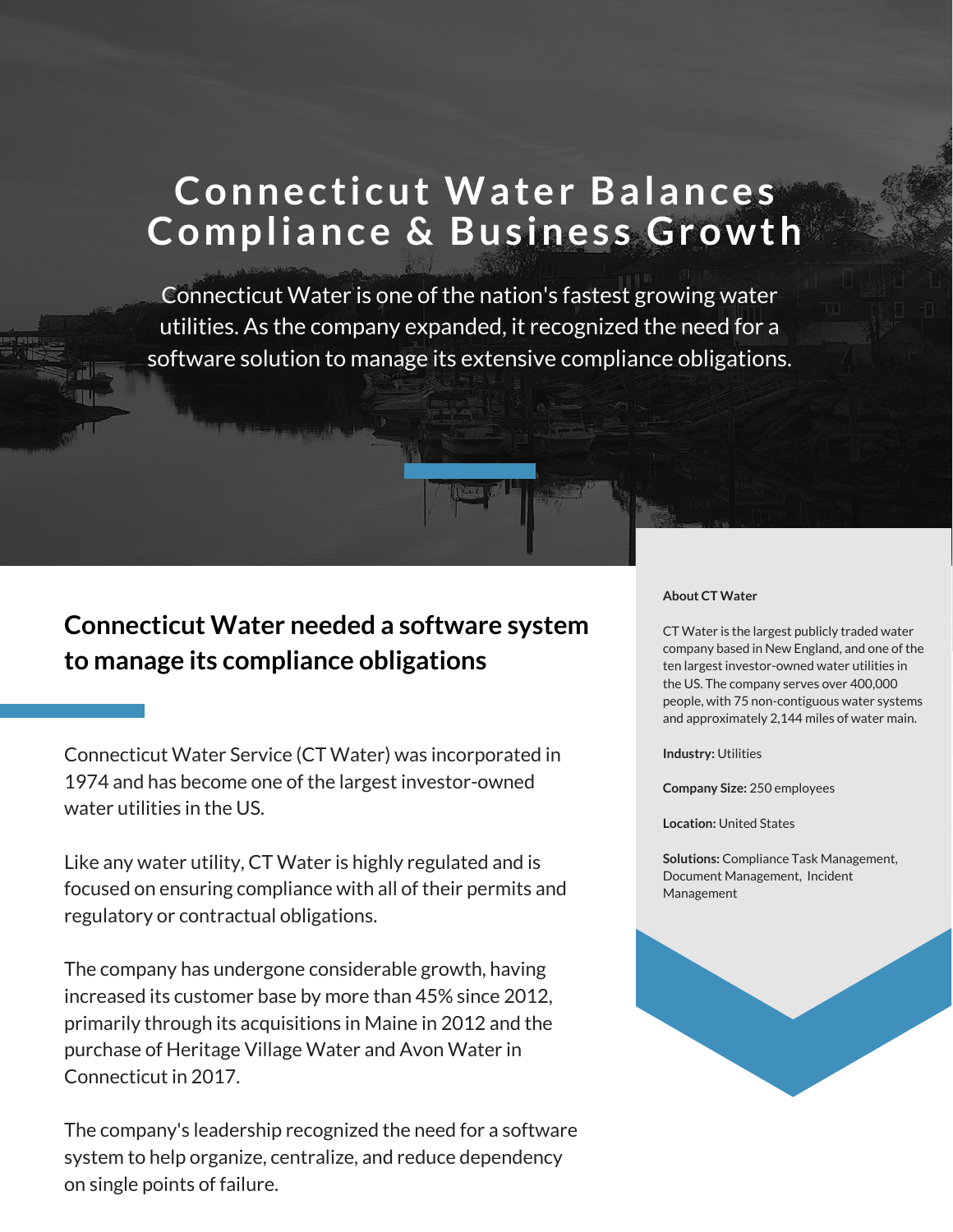# Connecticut Water Balances Compliance & Business Growth

Connecticut Water is one of the nation's fastest growing water utilities. As the company expanded, it recognized the need for a software solution to manage its extensive compliance obligations.

## Connecticut Water needed a software system to manage its compliance obligations

Connecticut Water Service (CT Water) was incorporated in 1974 and has become one of the largest investor-owned water utilities in the US.

Like any water utility, CT Water is highly regulated and is focused on ensuring compliance with all of their permits and regulatory or contractual obligations.

The company has undergone considerable growth, having increased its customer base by more than 45% since 2012, primarily through its acquisitions in Maine in 2012 and the purchase of Heritage Village Water and Avon Water in Connecticut in 2017.

The company's leadership recognized the need for a software system to help organize, centralize, and reduce dependency on single points of failure.

**About CT Water**

CT Water is the largest publicly traded water company based in New England, and one of the ten largest investor-owned water utilities in the US. The company serves over 400,000 people, with 75 non-contiguous water systems and approximately 2,144 miles of water main.

**Industry:** Utilities

**Company Size:** 250 employees

**Location:** United States

**Solutions:** Compliance Task Management, Document Management, Incident Management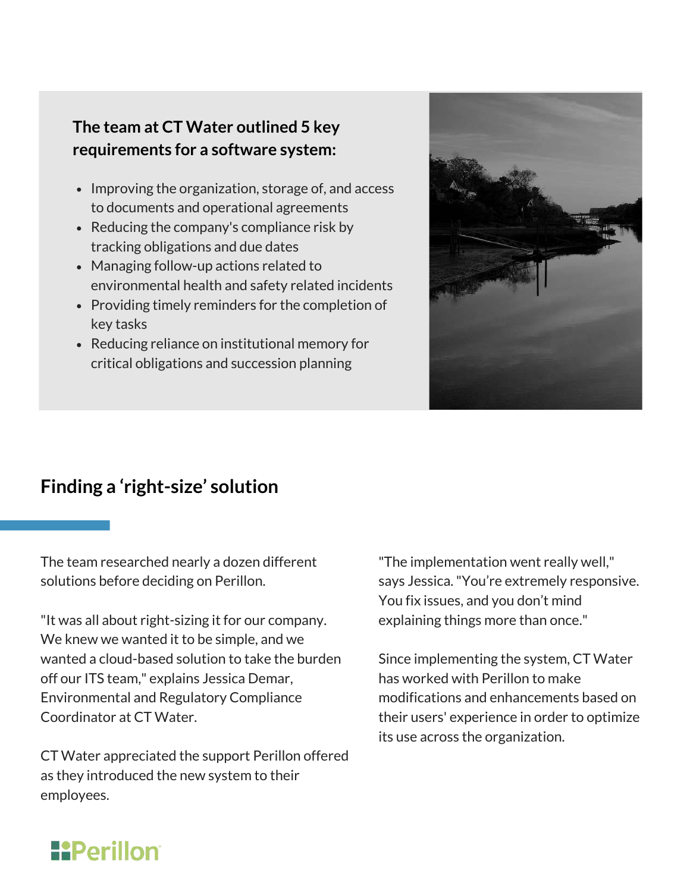**The team at CT Water outlined 5 key requirements for a software system:**

- Improving the organization, storage of, and access to documents and operational agreements
- Reducing the company's compliance risk by tracking obligations and due dates
- Managing follow-up actions related to environmental health and safety related incidents
- Providing timely reminders for the completion of key tasks
- Reducing reliance on institutional memory for critical obligations and succession planning

## Finding a 'right-size' solution

The team researched nearly a dozen different solutions before deciding on Perillon.

"It was all about right-sizing it for our company. We knew we wanted it to be simple, and we wanted a cloud-based solution to take the burden off our ITS team," explains Jessica Demar, Environmental and Regulatory Compliance Coordinator at CT Water.

CT Water appreciated the support Perillon offered as they introduced the new system to their employees.

"The implementation went really well," says Jessica. "You're extremely responsive. You fix issues, and you don't mind explaining things more than once."

Since implementing the system, CT Water has worked with Perillon to make modifications and enhancements based on their users' experience in order to optimize its use across the organization.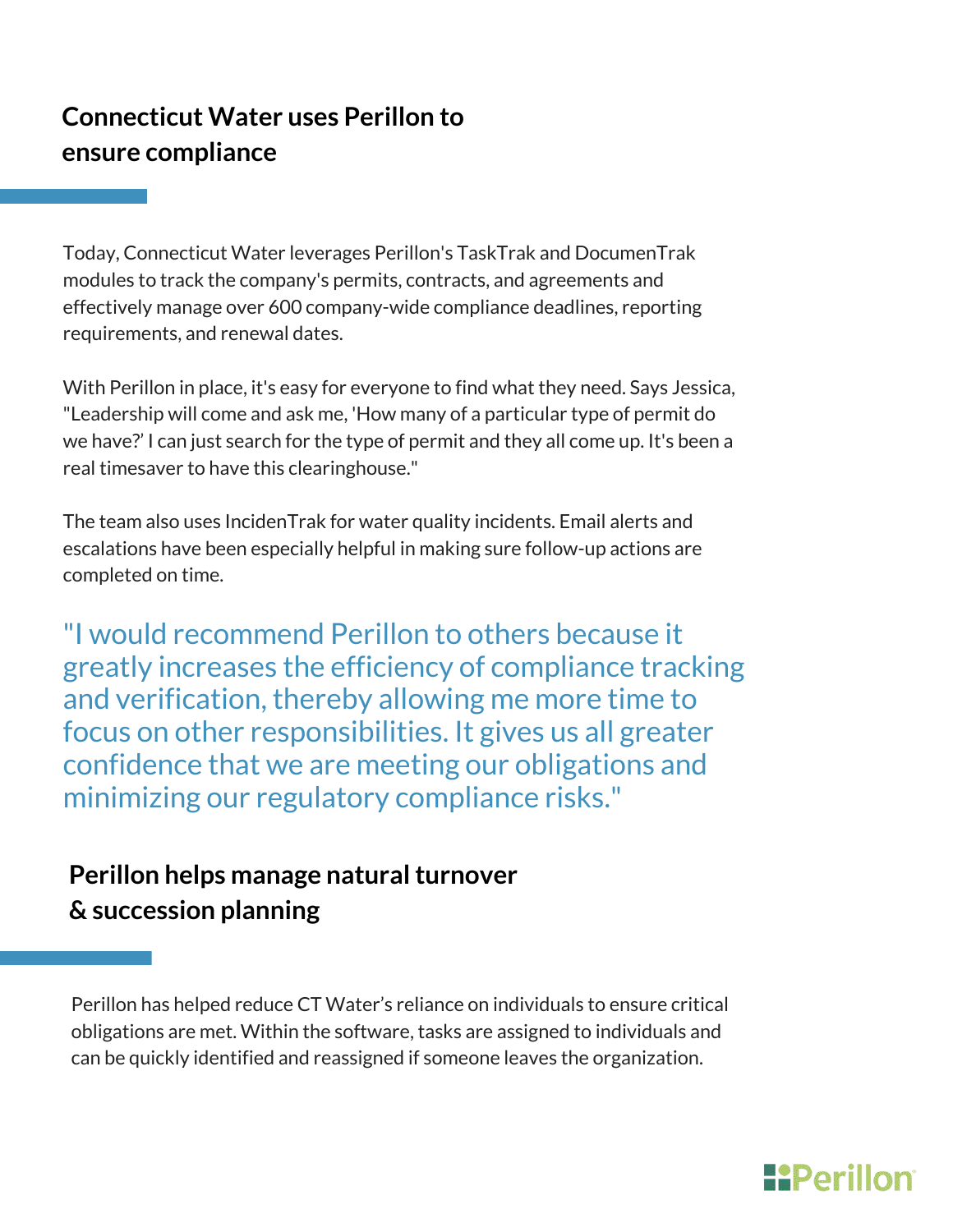## Connecticut Water uses Perillon to ensure compliance

Today, Connecticut Water leverages Perillon's TaskTrak and DocumenTrak modules to track the company's permits, contracts, and agreements and effectively manage over 600 company-wide compliance deadlines, reporting requirements, and renewal dates.

With Perillon in place, it's easy for everyone to find what they need. Says Jessica, "Leadership will come and ask me, 'How many of a particular type of permit do we have?' I can just search for the type of permit and they all come up. It's been a real timesaver to have this clearinghouse."

The team also uses IncidenTrak for water quality incidents. Email alerts and escalations have been especially helpful in making sure follow-up actions are completed on time.

> "I would recommend Perillon to others because it greatly increases the efficiency of compliance tracking and verification, thereby allowing me more time to focus on other responsibilities. It gives us all greater confidence that we are meeting our obligations and minimizing our regulatory compliance risks."

## Perillon helps manage natural turnover & succession planning

Perillon has helped reduce CT Water's reliance on individuals to ensure critical obligations are met. Within the software, tasks are assigned to individuals and can be quickly identified and reassigned if someone leaves the organization.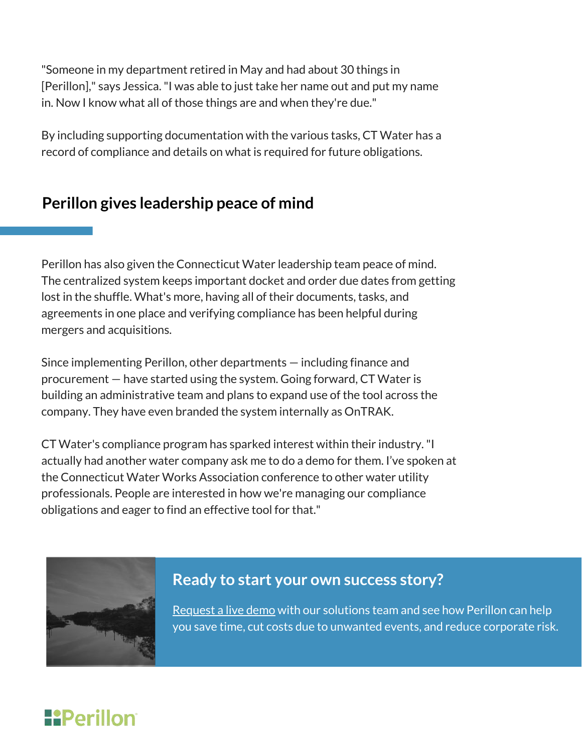"Someone in my department retired in May and had about 30 things in [Perillon]," says Jessica. "I was able to just take her name out and put my name in. Now I know what all of those things are and when they're due."

By including supporting documentation with the various tasks, CT Water has a record of compliance and details on what is required for future obligations.

## Perillon gives leadership peace of mind

Perillon has also given the Connecticut Water leadership team peace of mind. The centralized system keeps important docket and order due dates from getting lost in the shuffle. What's more, having all of their documents, tasks, and agreements in one place and verifying compliance has been helpful during mergers and acquisitions.

Since implementing Perillon, other departments — including finance and procurement — have started using the system. Going forward, CT Water is building an administrative team and plans to expand use of the tool across the company. They have even branded the system internally as OnTRAK.

CT Water's compliance program has sparked interest within their industry. "I actually had another water company ask me to do a demo for them. I've spoken at the Connecticut Water Works Association conference to other water utility professionals. People are interested in how we're managing our compliance obligations and eager to find an effective tool for that."

### Ready to start your own success story?

Request a live demo with our solutions team and see how Perillon can help you save time, cut costs due to unwanted events, and reduce corporate risk.

Perillon